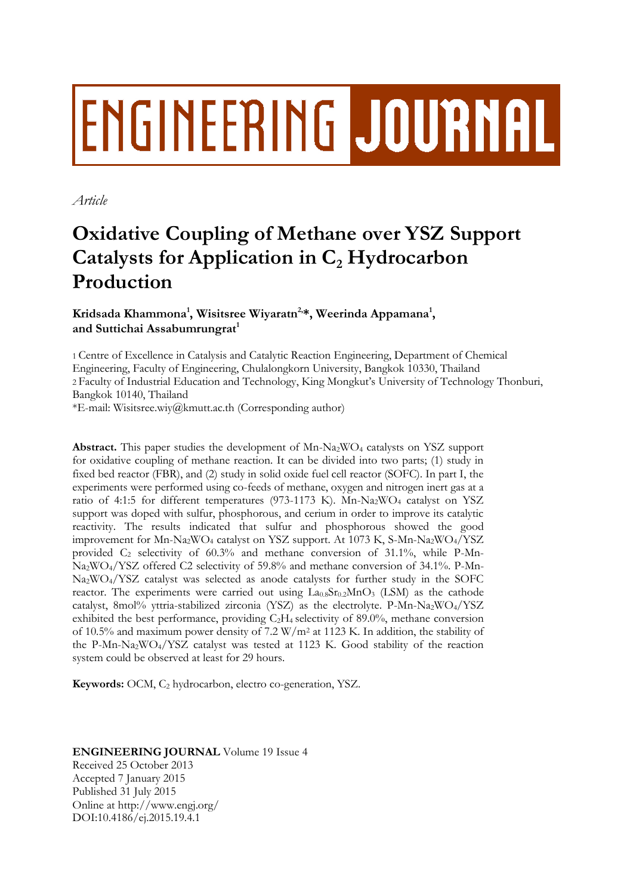*Article*

# Oxidative Coupling of Methane over YSZ Support Catalysts for Application in $C_2$ Hydrocarbon Production

**Kridsada Khammona[1], Wisitsree Wiyaratn[2,*], Weerinda Appamana[1], and Suttichai Assabumrungrat[1]**

1 Centre of Excellence in Catalysis and Catalytic Reaction Engineering, Department of Chemical Engineering, Faculty of Engineering, Chulalongkorn University, Bangkok 10330, Thailand
2 Faculty of Industrial Education and Technology, King Mongkut's University of Technology Thonburi, Bangkok 10140, Thailand
*E-mail: Wisitsree.wiy@kmutt.ac.th (Corresponding author)

**Abstract.** This paper studies the development of Mn-$Na_2WO_4$ catalysts on YSZ support for oxidative coupling of methane reaction. It can be divided into two parts; (1) study in fixed bed reactor (FBR), and (2) study in solid oxide fuel cell reactor (SOFC). In part I, the experiments were performed using co-feeds of methane, oxygen and nitrogen inert gas at a ratio of 4:1:5 for different temperatures (973-1173 K). Mn-$Na_2WO_4$ catalyst on YSZ support was doped with sulfur, phosphorous, and cerium in order to improve its catalytic reactivity. The results indicated that sulfur and phosphorous showed the good improvement for Mn-$Na_2WO_4$ catalyst on YSZ support. At 1073 K, S-Mn-$Na_2WO_4$/YSZ provided $C_2$ selectivity of 60.3% and methane conversion of 31.1%, while P-Mn-$Na_2WO_4$/YSZ offered C2 selectivity of 59.8% and methane conversion of 34.1%. P-Mn-$Na_2WO_4$/YSZ catalyst was selected as anode catalysts for further study in the SOFC reactor. The experiments were carried out using $La_{0.8}Sr_{0.2}MnO_3$ (LSM) as the cathode catalyst, 8mol% yttria-stabilized zirconia (YSZ) as the electrolyte. P-Mn-$Na_2WO_4$/YSZ exhibited the best performance, providing $C_2H_4$ selectivity of 89.0%, methane conversion of 10.5% and maximum power density of 7.2 $W/m^2$ at 1123 K. In addition, the stability of the P-Mn-$Na_2WO_4$/YSZ catalyst was tested at 1123 K. Good stability of the reaction system could be observed at least for 29 hours.

**Keywords:** OCM, $C_2$ hydrocarbon, electro co-generation, YSZ.

**ENGINEERING JOURNAL** Volume 19 Issue 4
Received 25 October 2013
Accepted 7 January 2015
Published 31 July 2015
Online at http://www.engj.org/
DOI:10.4186/ej.2015.19.4.1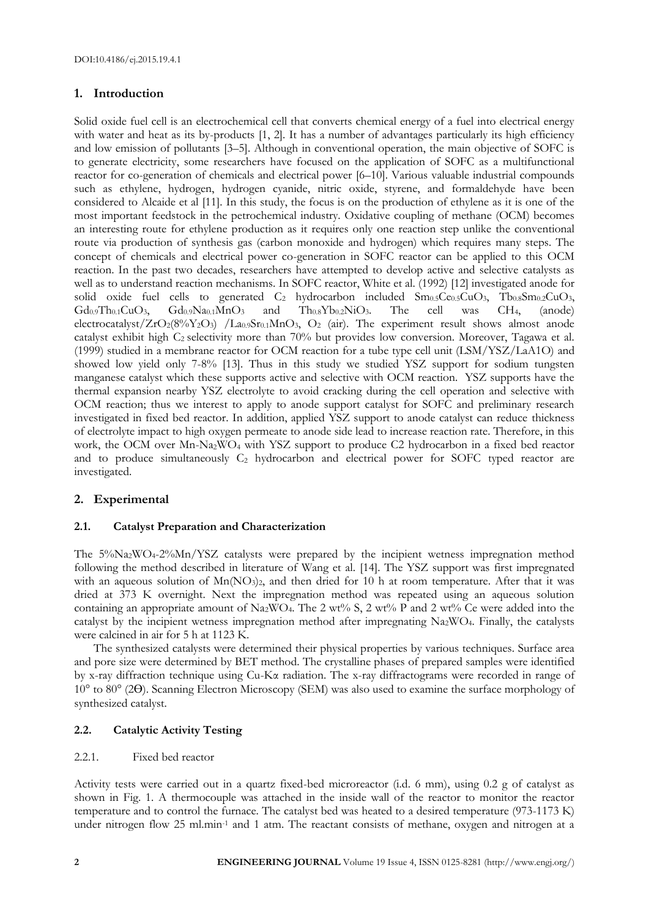## 1. Introduction

Solid oxide fuel cell is an electrochemical cell that converts chemical energy of a fuel into electrical energy with water and heat as its by-products [1, 2]. It has a number of advantages particularly its high efficiency and low emission of pollutants [3–5]. Although in conventional operation, the main objective of SOFC is to generate electricity, some researchers have focused on the application of SOFC as a multifunctional reactor for co-generation of chemicals and electrical power [6–10]. Various valuable industrial compounds such as ethylene, hydrogen, hydrogen cyanide, nitric oxide, styrene, and formaldehyde have been considered to Alcaide et al [11]. In this study, the focus is on the production of ethylene as it is one of the most important feedstock in the petrochemical industry. Oxidative coupling of methane (OCM) becomes an interesting route for ethylene production as it requires only one reaction step unlike the conventional route via production of synthesis gas (carbon monoxide and hydrogen) which requires many steps. The concept of chemicals and electrical power co-generation in SOFC reactor can be applied to this OCM reaction. In the past two decades, researchers have attempted to develop active and selective catalysts as well as to understand reaction mechanisms. In SOFC reactor, White et al. (1992) [12] investigated anode for solid oxide fuel cells to generated $C_2$ hydrocarbon included $Sm_{0.5}Ce_{0.5}CuO_3$, $Tb_{0.8}Sm_{0.2}CuO_3$, $Gd_{0.9}Th_{0.1}CuO_3$, $Gd_{0.9}Na_{0.1}MnO_3$ and $Th_{0.8}Yb_{0.2}NiO_3$. The cell was $CH_4$, (anode) electrocatalyst/$ZrO_2$(8%$Y_2O_3$) /$La_{0.9}Sr_{0.1}MnO_3$, $O_2$ (air). The experiment result shows almost anode catalyst exhibit high $C_2$ selectivity more than 70% but provides low conversion. Moreover, Tagawa et al. (1999) studied in a membrane reactor for OCM reaction for a tube type cell unit (LSM/YSZ/LaA1O) and showed low yield only 7-8% [13]. Thus in this study we studied YSZ support for sodium tungsten manganese catalyst which these supports active and selective with OCM reaction. YSZ supports have the thermal expansion nearby YSZ electrolyte to avoid cracking during the cell operation and selective with OCM reaction; thus we interest to apply to anode support catalyst for SOFC and preliminary research investigated in fixed bed reactor. In addition, applied YSZ support to anode catalyst can reduce thickness of electrolyte impact to high oxygen permeate to anode side lead to increase reaction rate. Therefore, in this work, the OCM over Mn-$Na_2WO_4$ with YSZ support to produce C2 hydrocarbon in a fixed bed reactor and to produce simultaneously $C_2$ hydrocarbon and electrical power for SOFC typed reactor are investigated.

## 2. Experimental

### 2.1. Catalyst Preparation and Characterization

The 5%$Na_2WO_4$-2%Mn/YSZ catalysts were prepared by the incipient wetness impregnation method following the method described in literature of Wang et al. [14]. The YSZ support was first impregnated with an aqueous solution of $Mn(NO_3)_2$, and then dried for 10 h at room temperature. After that it was dried at 373 K overnight. Next the impregnation method was repeated using an aqueous solution containing an appropriate amount of $Na_2WO_4$. The 2 wt% S, 2 wt% P and 2 wt% Ce were added into the catalyst by the incipient wetness impregnation method after impregnating $Na_2WO_4$. Finally, the catalysts were calcined in air for 5 h at 1123 K.

The synthesized catalysts were determined their physical properties by various techniques. Surface area and pore size were determined by BET method. The crystalline phases of prepared samples were identified by x-ray diffraction technique using Cu-Kα radiation. The x-ray diffractograms were recorded in range of 10° to 80° (2Θ). Scanning Electron Microscopy (SEM) was also used to examine the surface morphology of synthesized catalyst.

### 2.2. Catalytic Activity Testing

#### 2.2.1. Fixed bed reactor

Activity tests were carried out in a quartz fixed-bed microreactor (i.d. 6 mm), using 0.2 g of catalyst as shown in Fig. 1. A thermocouple was attached in the inside wall of the reactor to monitor the reactor temperature and to control the furnace. The catalyst bed was heated to a desired temperature (973-1173 K) under nitrogen flow 25 ml.min$^{-1}$ and 1 atm. The reactant consists of methane, oxygen and nitrogen at a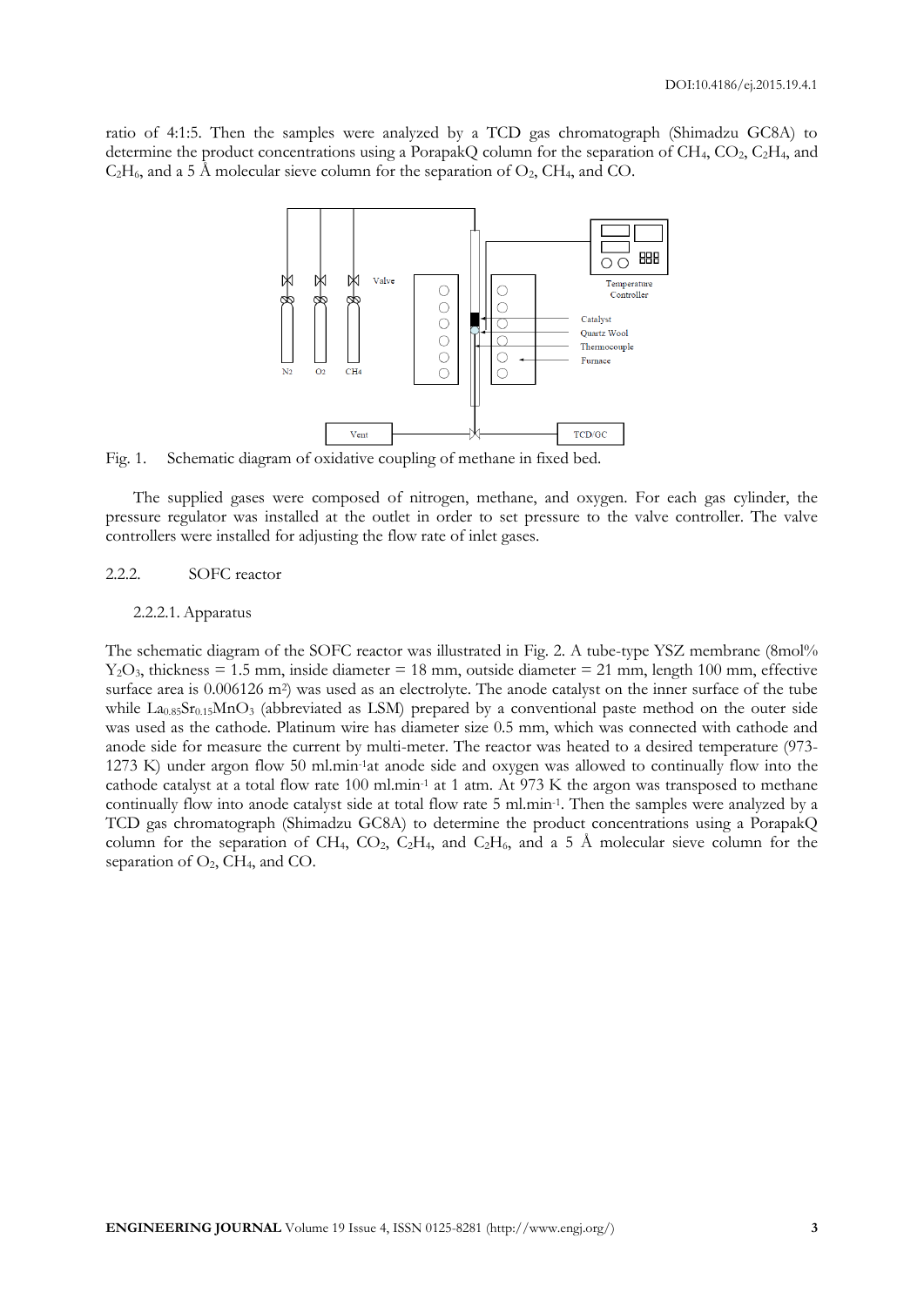ratio of 4:1:5. Then the samples were analyzed by a TCD gas chromatograph (Shimadzu GC8A) to determine the product concentrations using a PorapakQ column for the separation of $CH_4$, $CO_2$, $C_2H_4$, and $C_2H_6$, and a 5 Å molecular sieve column for the separation of $O_2$, $CH_4$, and CO.

Fig. 1. Schematic diagram of oxidative coupling of methane in fixed bed.

The supplied gases were composed of nitrogen, methane, and oxygen. For each gas cylinder, the pressure regulator was installed at the outlet in order to set pressure to the valve controller. The valve controllers were installed for adjusting the flow rate of inlet gases.

### 2.2.2. SOFC reactor

#### 2.2.2.1. Apparatus

The schematic diagram of the SOFC reactor was illustrated in Fig. 2. A tube-type YSZ membrane (8mol% $Y_2O_3$, thickness = 1.5 mm, inside diameter = 18 mm, outside diameter = 21 mm, length 100 mm, effective surface area is 0.006126 m$^2$) was used as an electrolyte. The anode catalyst on the inner surface of the tube while $La_{0.85}Sr_{0.15}MnO_3$ (abbreviated as LSM) prepared by a conventional paste method on the outer side was used as the cathode. Platinum wire has diameter size 0.5 mm, which was connected with cathode and anode side for measure the current by multi-meter. The reactor was heated to a desired temperature (973-1273 K) under argon flow 50 ml.min$^{-1}$at anode side and oxygen was allowed to continually flow into the cathode catalyst at a total flow rate 100 ml.min$^{-1}$ at 1 atm. At 973 K the argon was transposed to methane continually flow into anode catalyst side at total flow rate 5 ml.min$^{-1}$. Then the samples were analyzed by a TCD gas chromatograph (Shimadzu GC8A) to determine the product concentrations using a PorapakQ column for the separation of $CH_4$, $CO_2$, $C_2H_4$, and $C_2H_6$, and a 5 Å molecular sieve column for the separation of $O_2$, $CH_4$, and CO.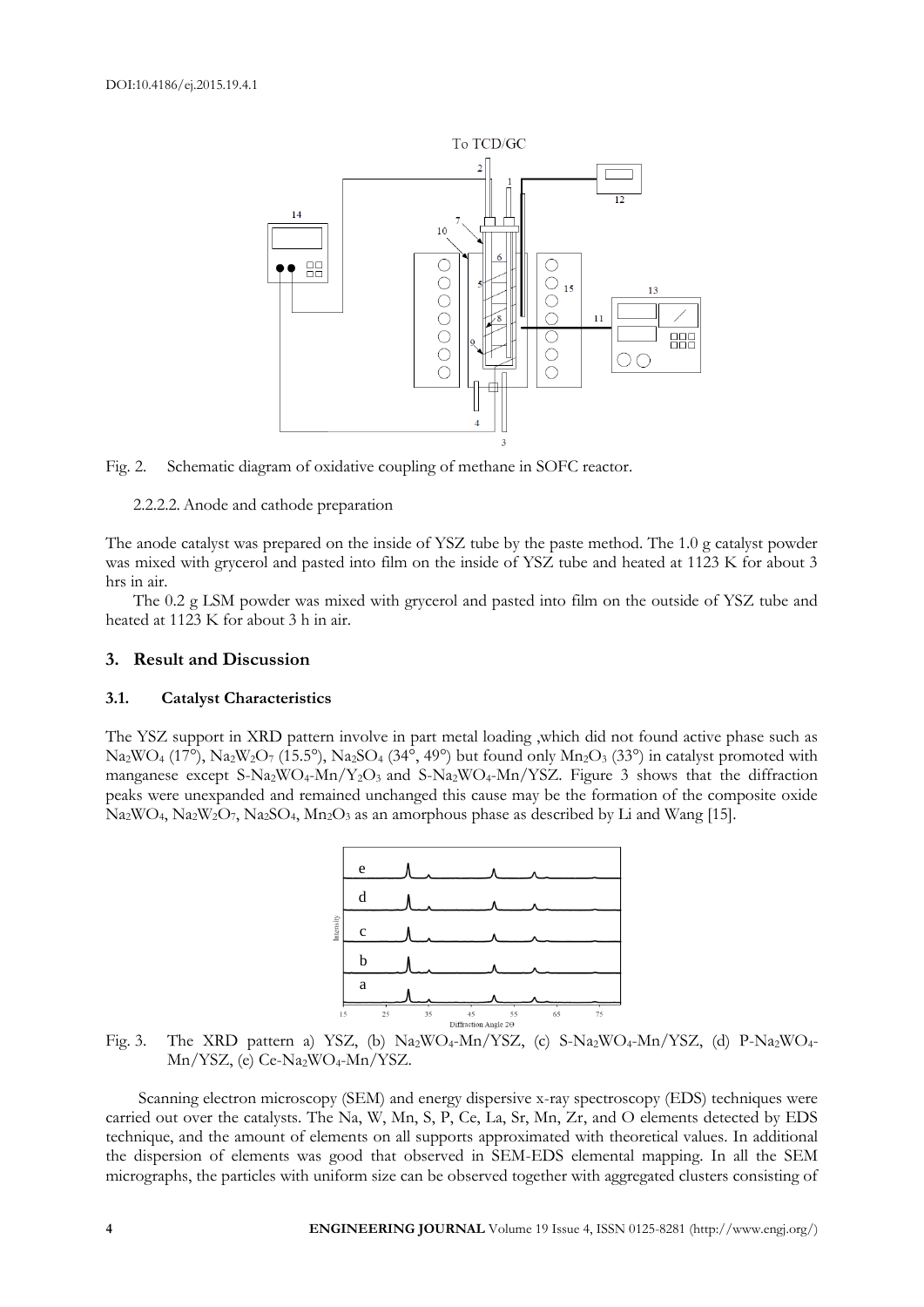Fig. 2. Schematic diagram of oxidative coupling of methane in SOFC reactor.

2.2.2.2. Anode and cathode preparation

The anode catalyst was prepared on the inside of YSZ tube by the paste method. The 1.0 g catalyst powder was mixed with grycerol and pasted into film on the inside of YSZ tube and heated at 1123 K for about 3 hrs in air.

The 0.2 g LSM powder was mixed with grycerol and pasted into film on the outside of YSZ tube and heated at 1123 K for about 3 h in air.

## 3. Result and Discussion

### 3.1. Catalyst Characteristics

The YSZ support in XRD pattern involve in part metal loading ,which did not found active phase such as $Na_2WO_4$ (17°), $Na_2W_2O_7$ (15.5°), $Na_2SO_4$ (34°, 49°) but found only $Mn_2O_3$ (33°) in catalyst promoted with manganese except S-$Na_2WO_4$-Mn/$Y_2O_3$ and S-$Na_2WO_4$-Mn/YSZ. Figure 3 shows that the diffraction peaks were unexpanded and remained unchanged this cause may be the formation of the composite oxide $Na_2WO_4$, $Na_2W_2O_7$, $Na_2SO_4$, $Mn_2O_3$ as an amorphous phase as described by Li and Wang [15].

Fig. 3. The XRD pattern a) YSZ, (b) $Na_2WO_4$-Mn/YSZ, (c) S-$Na_2WO_4$-Mn/YSZ, (d) P-$Na_2WO_4$-Mn/YSZ, (e) Ce-$Na_2WO_4$-Mn/YSZ.

Scanning electron microscopy (SEM) and energy dispersive x-ray spectroscopy (EDS) techniques were carried out over the catalysts. The Na, W, Mn, S, P, Ce, La, Sr, Mn, Zr, and O elements detected by EDS technique, and the amount of elements on all supports approximated with theoretical values. In additional the dispersion of elements was good that observed in SEM-EDS elemental mapping. In all the SEM micrographs, the particles with uniform size can be observed together with aggregated clusters consisting of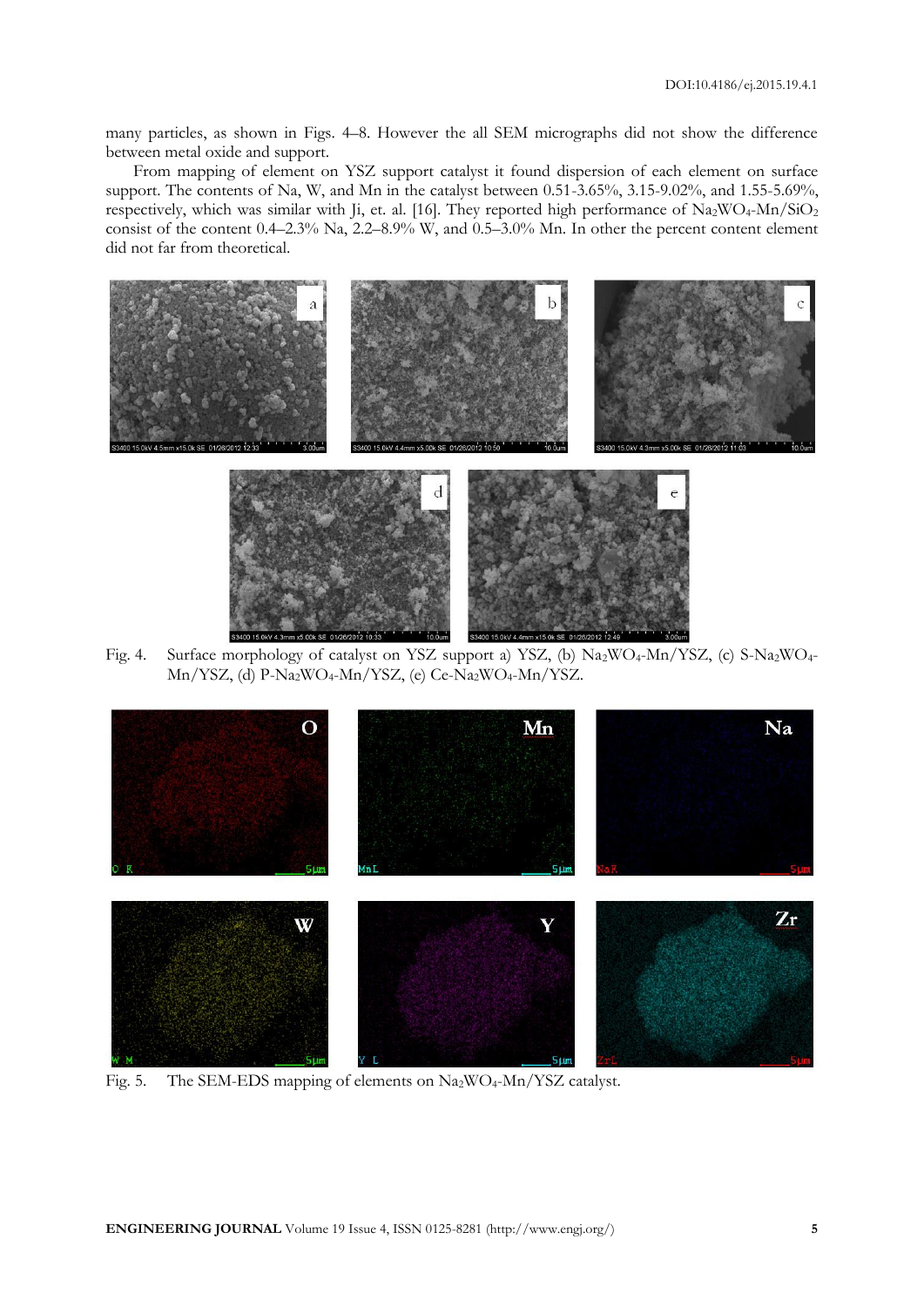many particles, as shown in Figs. 4–8. However the all SEM micrographs did not show the difference between metal oxide and support.

From mapping of element on YSZ support catalyst it found dispersion of each element on surface support. The contents of Na, W, and Mn in the catalyst between 0.51-3.65%, 3.15-9.02%, and 1.55-5.69%, respectively, which was similar with Ji, et. al. [16]. They reported high performance of $Na_2WO_4$-Mn/$SiO_2$ consist of the content 0.4–2.3% Na, 2.2–8.9% W, and 0.5–3.0% Mn. In other the percent content element did not far from theoretical.

Fig. 4. Surface morphology of catalyst on YSZ support a) YSZ, (b) $Na_2WO_4$-Mn/YSZ, (c) S-$Na_2WO_4$-Mn/YSZ, (d) P-$Na_2WO_4$-Mn/YSZ, (e) Ce-$Na_2WO_4$-Mn/YSZ.

Fig. 5. The SEM-EDS mapping of elements on $Na_2WO_4$-Mn/YSZ catalyst.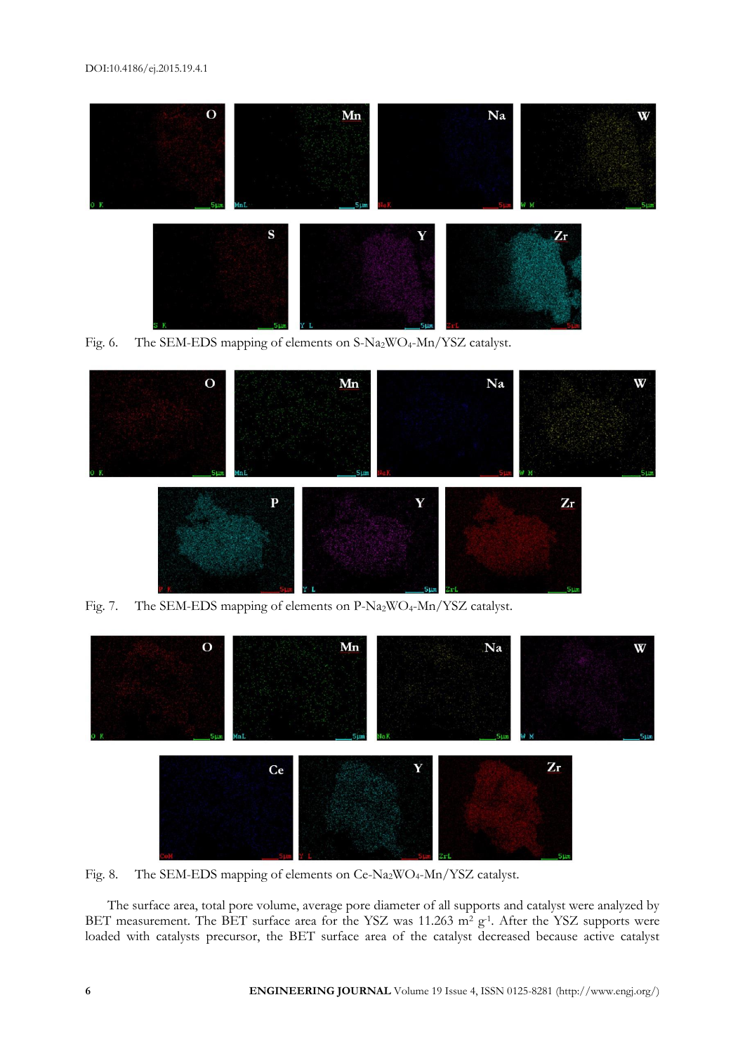Fig. 6. The SEM-EDS mapping of elements on S-$Na_2WO_4$-Mn/YSZ catalyst.

Fig. 7. The SEM-EDS mapping of elements on P-$Na_2WO_4$-Mn/YSZ catalyst.

Fig. 8. The SEM-EDS mapping of elements on Ce-$Na_2WO_4$-Mn/YSZ catalyst.

The surface area, total pore volume, average pore diameter of all supports and catalyst were analyzed by BET measurement. The BET surface area for the YSZ was 11.263 $m^2\ g^{-1}$. After the YSZ supports were loaded with catalysts precursor, the BET surface area of the catalyst decreased because active catalyst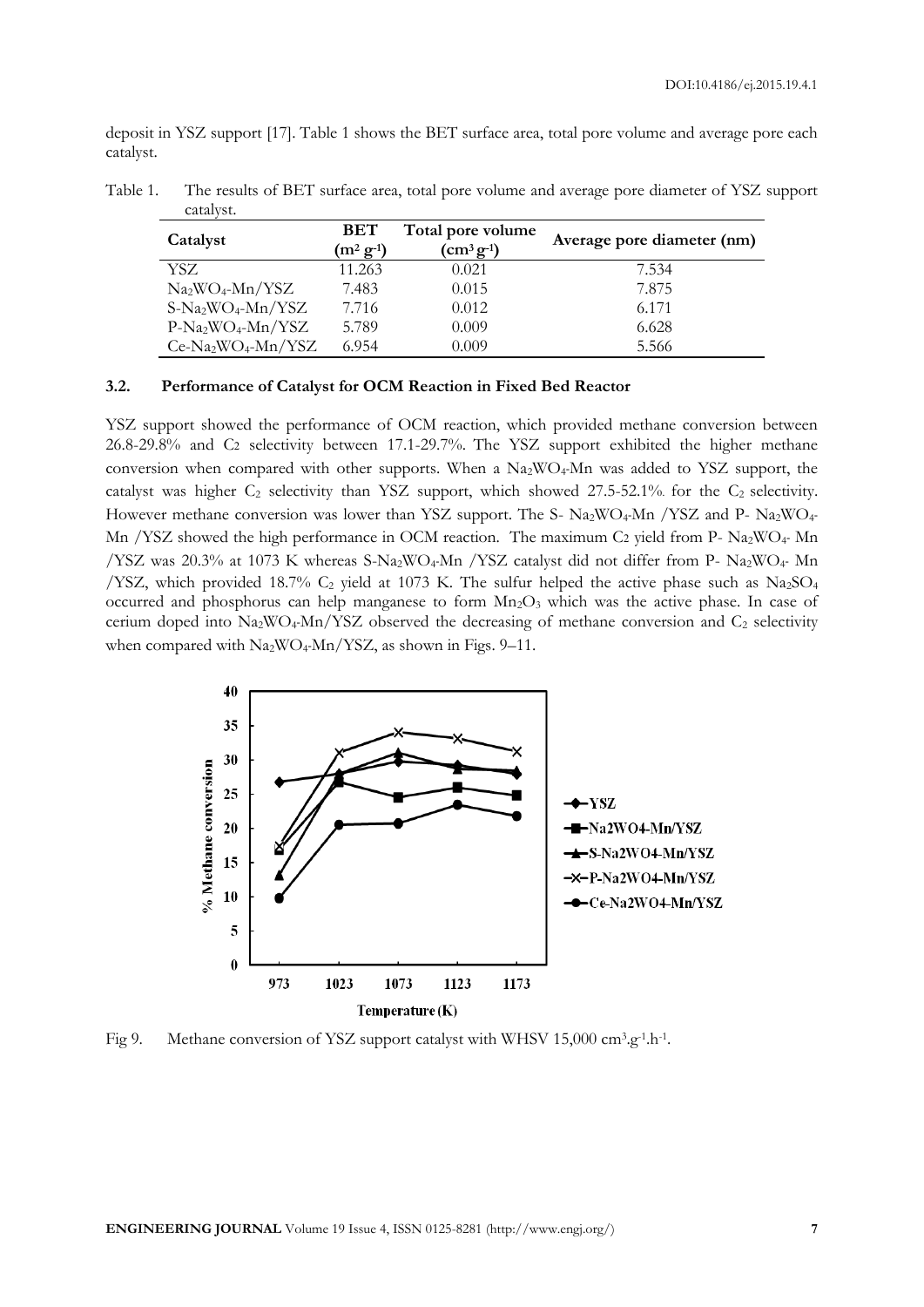deposit in YSZ support [17]. Table 1 shows the BET surface area, total pore volume and average pore each catalyst.

Table 1. The results of BET surface area, total pore volume and average pore diameter of YSZ support catalyst.

| Catalyst | BET ($m^2\,g^{-1}$) | Total pore volume ($cm^3\,g^{-1}$) | Average pore diameter (nm) |
| --- | --- | --- | --- |
| YSZ | 11.263 | 0.021 | 7.534 |
| $Na_2WO_4$-Mn/YSZ | 7.483 | 0.015 | 7.875 |
| S-$Na_2WO_4$-Mn/YSZ | 7.716 | 0.012 | 6.171 |
| P-$Na_2WO_4$-Mn/YSZ | 5.789 | 0.009 | 6.628 |
| Ce-$Na_2WO_4$-Mn/YSZ | 6.954 | 0.009 | 5.566 |

### 3.2. Performance of Catalyst for OCM Reaction in Fixed Bed Reactor

YSZ support showed the performance of OCM reaction, which provided methane conversion between 26.8-29.8% and $C_2$ selectivity between 17.1-29.7%. The YSZ support exhibited the higher methane conversion when compared with other supports. When a $Na_2WO_4$-Mn was added to YSZ support, the catalyst was higher $C_2$ selectivity than YSZ support, which showed 27.5-52.1%. for the $C_2$ selectivity. However methane conversion was lower than YSZ support. The S- $Na_2WO_4$-Mn /YSZ and P- $Na_2WO_4$-Mn /YSZ showed the high performance in OCM reaction. The maximum $C_2$ yield from P- $Na_2WO_4$- Mn /YSZ was 20.3% at 1073 K whereas S-$Na_2WO_4$-Mn /YSZ catalyst did not differ from P- $Na_2WO_4$- Mn /YSZ, which provided 18.7% $C_2$ yield at 1073 K. The sulfur helped the active phase such as $Na_2SO_4$ occurred and phosphorus can help manganese to form $Mn_2O_3$ which was the active phase. In case of cerium doped into $Na_2WO_4$-Mn/YSZ observed the decreasing of methane conversion and $C_2$ selectivity when compared with $Na_2WO_4$-Mn/YSZ, as shown in Figs. 9–11.

Fig 9. Methane conversion of YSZ support catalyst with WHSV 15,000 $cm^3.g^{-1}.h^{-1}$.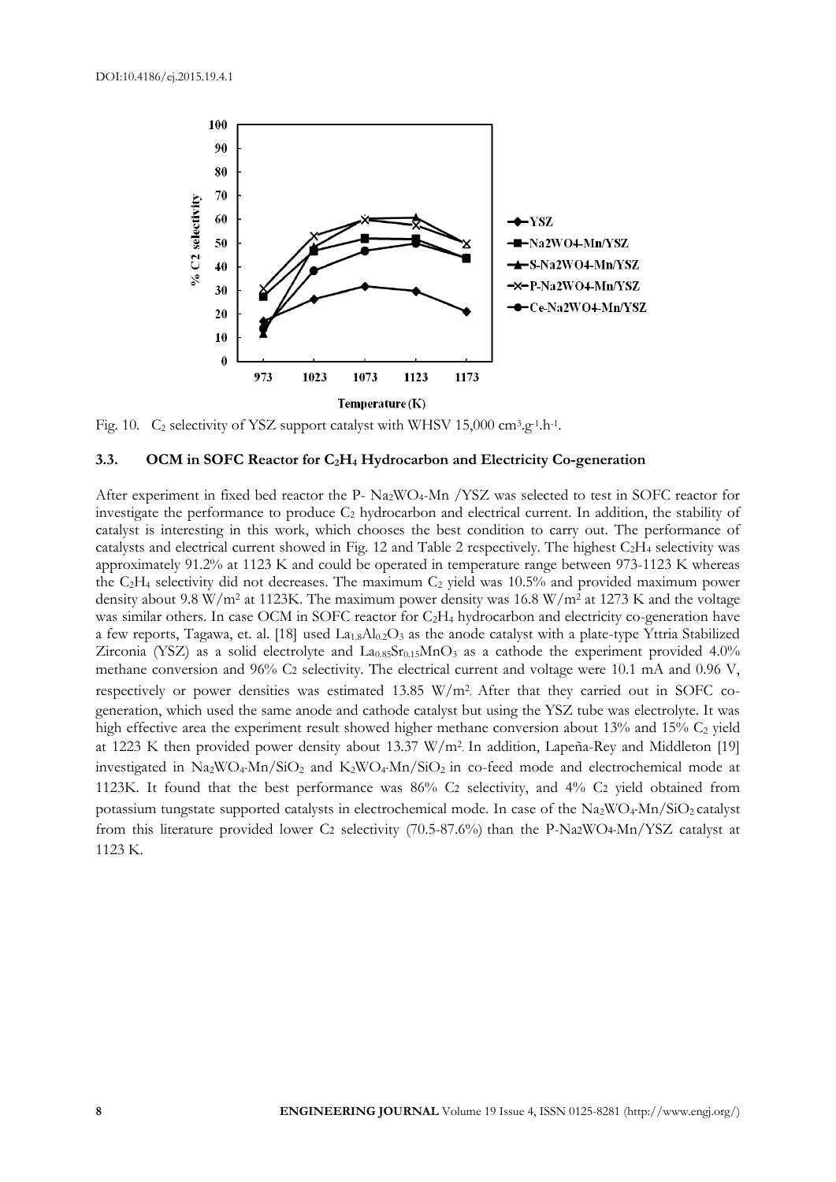Fig. 10. $C_2$ selectivity of YSZ support catalyst with WHSV 15,000 $cm^3.g^{-1}.h^{-1}$.

### 3.3. OCM in SOFC Reactor for $C_2H_4$ Hydrocarbon and Electricity Co-generation

After experiment in fixed bed reactor the P- $Na_2WO_4$-Mn /YSZ was selected to test in SOFC reactor for investigate the performance to produce $C_2$ hydrocarbon and electrical current. In addition, the stability of catalyst is interesting in this work, which chooses the best condition to carry out. The performance of catalysts and electrical current showed in Fig. 12 and Table 2 respectively. The highest $C_2H_4$ selectivity was approximately 91.2% at 1123 K and could be operated in temperature range between 973-1123 K whereas the $C_2H_4$ selectivity did not decreases. The maximum $C_2$ yield was 10.5% and provided maximum power density about 9.8 $W/m^2$ at 1123K. The maximum power density was 16.8 $W/m^2$ at 1273 K and the voltage was similar others. In case OCM in SOFC reactor for $C_2H_4$ hydrocarbon and electricity co-generation have a few reports, Tagawa, et. al. [18] used $La_{1.8}Al_{0.2}O_3$ as the anode catalyst with a plate-type Yttria Stabilized Zirconia (YSZ) as a solid electrolyte and $La_{0.85}Sr_{0.15}MnO_3$ as a cathode the experiment provided 4.0% methane conversion and 96% $C_2$ selectivity. The electrical current and voltage were 10.1 mA and 0.96 V, respectively or power densities was estimated 13.85 $W/m^2$. After that they carried out in SOFC co-generation, which used the same anode and cathode catalyst but using the YSZ tube was electrolyte. It was high effective area the experiment result showed higher methane conversion about 13% and 15% $C_2$ yield at 1223 K then provided power density about 13.37 $W/m^2$. In addition, Lapeña-Rey and Middleton [19] investigated in $Na_2WO_4$-Mn/$SiO_2$ and $K_2WO_4$-Mn/$SiO_2$ in co-feed mode and electrochemical mode at 1123K. It found that the best performance was 86% $C_2$ selectivity, and 4% $C_2$ yield obtained from potassium tungstate supported catalysts in electrochemical mode. In case of the $Na_2WO_4$-Mn/$SiO_2$ catalyst from this literature provided lower $C_2$ selectivity (70.5-87.6%) than the P-$Na_2WO_4$-Mn/YSZ catalyst at 1123 K.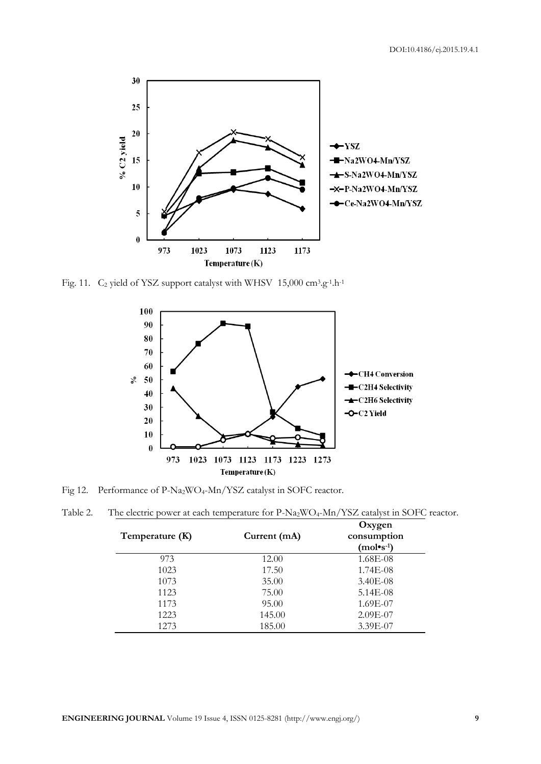Fig. 11. $C_2$ yield of YSZ support catalyst with WHSV 15,000 $cm^3.g^{-1}.h^{-1}$

Fig 12. Performance of P-$Na_2WO_4$-Mn/YSZ catalyst in SOFC reactor.

Table 2. The electric power at each temperature for P-$Na_2WO_4$-Mn/YSZ catalyst in SOFC reactor.

| Temperature (K) | Current (mA) | Oxygen consumption ($mol \bullet s^{-1}$) |
|---|---|---|
| 973 | 12.00 | 1.68E-08 |
| 1023 | 17.50 | 1.74E-08 |
| 1073 | 35.00 | 3.40E-08 |
| 1123 | 75.00 | 5.14E-08 |
| 1173 | 95.00 | 1.69E-07 |
| 1223 | 145.00 | 2.09E-07 |
| 1273 | 185.00 | 3.39E-07 |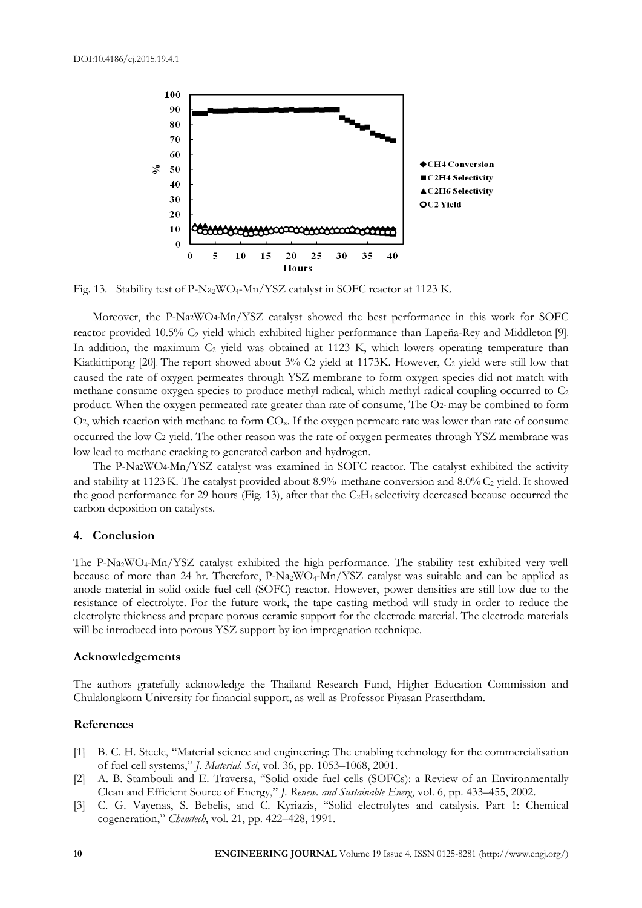Fig. 13. Stability test of P-$Na_2WO_4$-Mn/YSZ catalyst in SOFC reactor at 1123 K.

Moreover, the P-$Na_2WO_4$-Mn/YSZ catalyst showed the best performance in this work for SOFC reactor provided 10.5% $C_2$ yield which exhibited higher performance than Lapeña-Rey and Middleton [9]. In addition, the maximum $C_2$ yield was obtained at 1123 K, which lowers operating temperature than Kiatkittipong [20]. The report showed about 3% $C_2$ yield at 1173K. However, $C_2$ yield were still low that caused the rate of oxygen permeates through YSZ membrane to form oxygen species did not match with methane consume oxygen species to produce methyl radical, which methyl radical coupling occurred to $C_2$ product. When the oxygen permeated rate greater than rate of consume, The $O^{2-}$ may be combined to form $O_2$, which reaction with methane to form $CO_x$. If the oxygen permeate rate was lower than rate of consume occurred the low $C_2$ yield. The other reason was the rate of oxygen permeates through YSZ membrane was low lead to methane cracking to generated carbon and hydrogen.

The P-$Na_2WO_4$-Mn/YSZ catalyst was examined in SOFC reactor. The catalyst exhibited the activity and stability at 1123 K. The catalyst provided about 8.9% methane conversion and 8.0% $C_2$ yield. It showed the good performance for 29 hours (Fig. 13), after that the $C_2H_4$ selectivity decreased because occurred the carbon deposition on catalysts.

## 4. Conclusion

The P-$Na_2WO_4$-Mn/YSZ catalyst exhibited the high performance. The stability test exhibited very well because of more than 24 hr. Therefore, P-$Na_2WO_4$-Mn/YSZ catalyst was suitable and can be applied as anode material in solid oxide fuel cell (SOFC) reactor. However, power densities are still low due to the resistance of electrolyte. For the future work, the tape casting method will study in order to reduce the electrolyte thickness and prepare porous ceramic support for the electrode material. The electrode materials will be introduced into porous YSZ support by ion impregnation technique.

## Acknowledgements

The authors gratefully acknowledge the Thailand Research Fund, Higher Education Commission and Chulalongkorn University for financial support, as well as Professor Piyasan Praserthdam.

## References

[1] B. C. H. Steele, "Material science and engineering: The enabling technology for the commercialisation of fuel cell systems," *J. Material. Sci*, vol. 36, pp. 1053–1068, 2001.

[2] A. B. Stambouli and E. Traversa, "Solid oxide fuel cells (SOFCs): a Review of an Environmentally Clean and Efficient Source of Energy," *J. Renew. and Sustainable Energ*, vol. 6, pp. 433–455, 2002.

[3] C. G. Vayenas, S. Bebelis, and C. Kyriazis, "Solid electrolytes and catalysis. Part 1: Chemical cogeneration," *Chemtech*, vol. 21, pp. 422–428, 1991.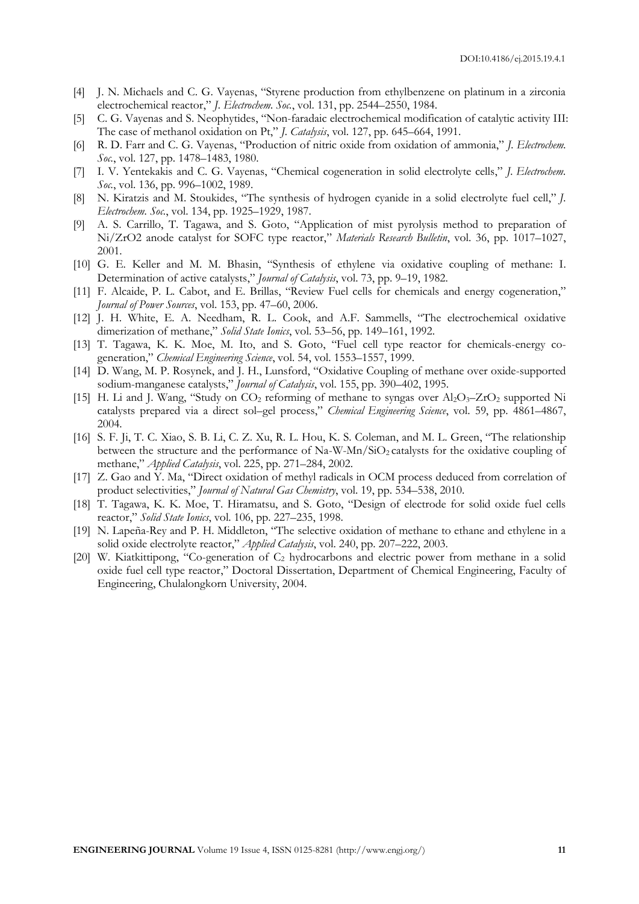[4] J. N. Michaels and C. G. Vayenas, "Styrene production from ethylbenzene on platinum in a zirconia electrochemical reactor," *J. Electrochem. Soc.*, vol. 131, pp. 2544–2550, 1984.

[5] C. G. Vayenas and S. Neophytides, "Non-faradaic electrochemical modification of catalytic activity III: The case of methanol oxidation on Pt," *J. Catalysis*, vol. 127, pp. 645–664, 1991.

[6] R. D. Farr and C. G. Vayenas, "Production of nitric oxide from oxidation of ammonia," *J. Electrochem. Soc.*, vol. 127, pp. 1478–1483, 1980.

[7] I. V. Yentekakis and C. G. Vayenas, "Chemical cogeneration in solid electrolyte cells," *J. Electrochem. Soc.*, vol. 136, pp. 996–1002, 1989.

[8] N. Kiratzis and M. Stoukides, "The synthesis of hydrogen cyanide in a solid electrolyte fuel cell," *J. Electrochem. Soc.*, vol. 134, pp. 1925–1929, 1987.

[9] A. S. Carrillo, T. Tagawa, and S. Goto, "Application of mist pyrolysis method to preparation of Ni/ZrO2 anode catalyst for SOFC type reactor," *Materials Research Bulletin*, vol. 36, pp. 1017–1027, 2001.

[10] G. E. Keller and M. M. Bhasin, "Synthesis of ethylene via oxidative coupling of methane: I. Determination of active catalysts," *Journal of Catalysis*, vol. 73, pp. 9–19, 1982.

[11] F. Alcaide, P. L. Cabot, and E. Brillas, "Review Fuel cells for chemicals and energy cogeneration," *Journal of Power Sources*, vol. 153, pp. 47–60, 2006.

[12] J. H. White, E. A. Needham, R. L. Cook, and A.F. Sammells, "The electrochemical oxidative dimerization of methane," *Solid State Ionics*, vol. 53–56, pp. 149–161, 1992.

[13] T. Tagawa, K. K. Moe, M. Ito, and S. Goto, "Fuel cell type reactor for chemicals-energy co-generation," *Chemical Engineering Science*, vol. 54, vol. 1553–1557, 1999.

[14] D. Wang, M. P. Rosynek, and J. H., Lunsford, "Oxidative Coupling of methane over oxide-supported sodium-manganese catalysts," *Journal of Catalysis*, vol. 155, pp. 390–402, 1995.

[15] H. Li and J. Wang, "Study on $CO_2$ reforming of methane to syngas over $Al_2O_3$–$ZrO_2$ supported Ni catalysts prepared via a direct sol–gel process," *Chemical Engineering Science*, vol. 59, pp. 4861–4867, 2004.

[16] S. F. Ji, T. C. Xiao, S. B. Li, C. Z. Xu, R. L. Hou, K. S. Coleman, and M. L. Green, "The relationship between the structure and the performance of Na-W-Mn/$SiO_2$ catalysts for the oxidative coupling of methane," *Applied Catalysis*, vol. 225, pp. 271–284, 2002.

[17] Z. Gao and Y. Ma, "Direct oxidation of methyl radicals in OCM process deduced from correlation of product selectivities," *Journal of Natural Gas Chemistry*, vol. 19, pp. 534–538, 2010.

[18] T. Tagawa, K. K. Moe, T. Hiramatsu, and S. Goto, "Design of electrode for solid oxide fuel cells reactor," *Solid State Ionics*, vol. 106, pp. 227–235, 1998.

[19] N. Lapeña-Rey and P. H. Middleton, "The selective oxidation of methane to ethane and ethylene in a solid oxide electrolyte reactor," *Applied Catalysis*, vol. 240, pp. 207–222, 2003.

[20] W. Kiatkittipong, "Co-generation of $C_2$ hydrocarbons and electric power from methane in a solid oxide fuel cell type reactor," Doctoral Dissertation, Department of Chemical Engineering, Faculty of Engineering, Chulalongkorn University, 2004.